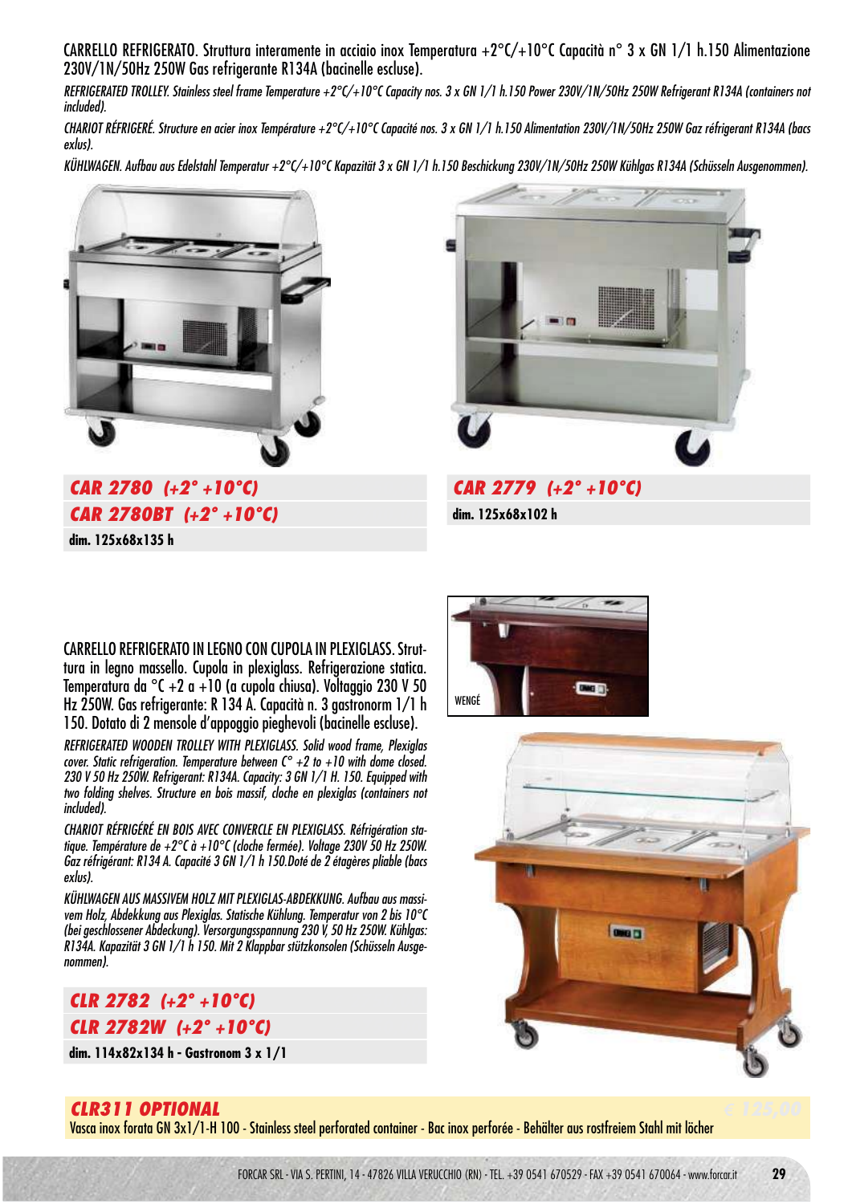CARRELLO REFRIGERATO. Struttura interamente in acciaio inox Temperatura +2°C/+10°C Capacità n° 3 x GN 1/1 h.150 Alimentazione 230V/1N/50Hz 250W Gas refrigerante R134A (bacinelle escluse).

*REFRIGERATED TROLLEY. Stainless steel frame Temperature +2°C/+10°C Capacity nos. 3 x GN 1/1 h.150 Power 230V/1N/50Hz 250W Refrigerant R134A (containers not included).*

*CHARIOT RÉFRIGERÉ. Structure en acier inox Température +2°C/+10°C Capacité nos. 3 x GN 1/1 h.150 Alimentation 230V/1N/50Hz 250W Gaz réfrigerant R134A (bacs exlus).*

*KÜHLWAGEN. Aufbau aus Edelstahl Temperatur +2°C/+10°C Kapazität 3 x GN 1/1 h.150 Beschickung 230V/1N/50Hz 250W Kühlgas R134A (Schüsseln Ausgenommen).*

**CAR 2780 (+2° +10°C)**

**CAR 2780BT (+2° +10°C)**

**dim. 125x68x135 h**

**CAR 2779 (+2° +10°C)**

**dim. 125x68x102 h**

CARRELLO REFRIGERATO IN LEGNO CON CUPOLA IN PLEXIGLASS. Struttura in legno massello. Cupola in plexiglass. Refrigerazione statica. Temperatura da °C +2 a +10 (a cupola chiusa). Voltaggio 230 V 50 Hz 250W. Gas refrigerante: R 134 A. Capacità n. 3 gastronorm 1/1 h 150. Dotato di 2 mensole d'appoggio pieghevoli (bacinelle escluse).

*REFRIGERATED WOODEN TROLLEY WITH PLEXIGLASS. Solid wood frame, Plexiglas cover. Static refrigeration. Temperature between C° +2 to +10 with dome closed. 230 V 50 Hz 250W. Refrigerant: R134A. Capacity: 3 GN 1/1 H. 150. Equipped with two folding shelves. Structure en bois massif, cloche en plexiglas (containers not included).*

*CHARIOT RÉFRIGÉRÉ EN BOIS AVEC CONVERCLE EN PLEXIGLASS. Réfrigération statique. Température de +2°C à +10°C (cloche fermée). Voltage 230V 50 Hz 250W. Gaz réfrigérant: R134 A. Capacité 3 GN 1/1 h 150.Doté de 2 étagères pliable (bacs exlus).*

*KÜHLWAGEN AUS MASSIVEM HOLZ MIT PLEXIGLAS-ABDEKKUNG. Aufbau aus massivem Holz, Abdekkung aus Plexiglas. Statische Kühlung. Temperatur von 2 bis 10°C (bei geschlossener Abdeckung). Versorgungsspannung 230 V, 50 Hz 250W. Kühlgas: R134A. Kapazität 3 GN 1/1 h 150. Mit 2 Klappbar stützkonsolen (Schüsseln Ausgenommen).*

WENGÉ

**CLR 2782 (+2° +10°C)**

**CLR 2782W (+2° +10°C)**

**dim. 114x82x134 h - Gastronom 3 x 1/1**

**CLR311 OPTIONAL**

Vasca inox forata GN 3x1/1-H 100 - Stainless steel perforated container - Bac inox perforée - Behälter aus rostfreiem Stahl mit löcher

FORCAR SRL - VIA S. PERTINI, 14 - 47826 VILLA VERUCCHIO (RN) - TEL. +39 0541 670529 - FAX +39 0541 670064 - www.forcar.it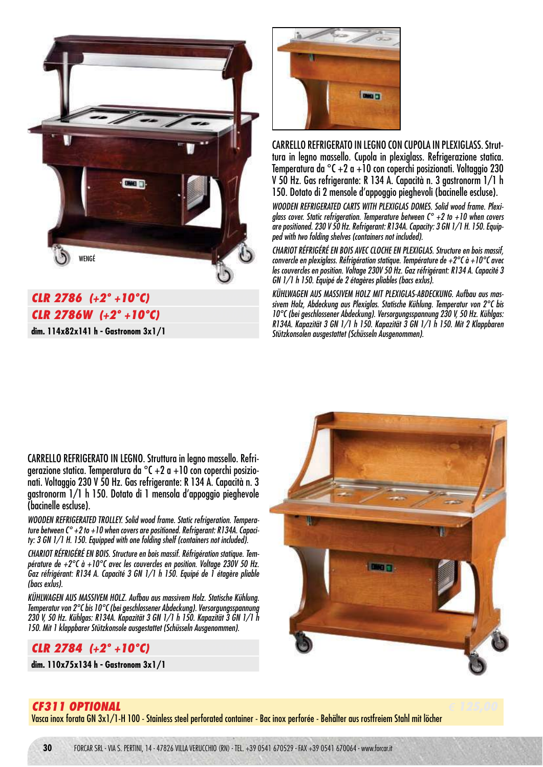WENGÉ

### CLR 2786 (+2° +10°C)
### CLR 2786W (+2° +10°C)

**dim. 114x82x141 h - Gastronom 3x1/1**

CARRELLO REFRIGERATO IN LEGNO CON CUPOLA IN PLEXIGLASS. Struttura in legno massello. Cupola in plexiglass. Refrigerazione statica. Temperatura da °C +2 a +10 con coperchi posizionati. Voltaggio 230 V 50 Hz. Gas refrigerante: R 134 A. Capacità n. 3 gastronorm 1/1 h 150. Dotato di 2 mensole d'appoggio pieghevoli (bacinelle escluse).

*WOODEN REFRIGERATED CARTS WITH PLEXIGLAS DOMES. Solid wood frame. Plexiglass cover. Static refrigeration. Temperature between C° +2 to +10 when covers are positioned. 230 V 50 Hz. Refrigerant: R134A. Capacity: 3 GN 1/1 H. 150. Equipped with two folding shelves (containers not included).*

*CHARIOT RÉFRIGÉRÉ EN BOIS AVEC CLOCHE EN PLEXIGLAS. Structure en bois massif, convercle en plexiglass. Réfrigération statique. Température de +2°C à +10°C avec les couvercles en position. Voltage 230V 50 Hz. Gaz réfrigérant: R134 A. Capacité 3 GN 1/1 h 150. Equipé de 2 étagères pliables (bacs exlus).*

*KÜHLWAGEN AUS MASSIVEM HOLZ MIT PLEXIGLAS-ABDECKUNG. Aufbau aus massivem Holz, Abdeckung aus Plexiglas. Statische Kühlung. Temperatur von 2°C bis 10°C (bei geschlossener Abdeckung). Versorgungsspannung 230 V, 50 Hz. Kühlgas: R134A. Kapazität 3 GN 1/1 h 150. Kapazität 3 GN 1/1 h 150. Mit 2 Klappbaren Stützkonsolen ausgestattet (Schüsseln Ausgenommen).*

CARRELLO REFRIGERATO IN LEGNO. Struttura in legno massello. Refrigerazione statica. Temperatura da °C +2 a +10 con coperchi posizionati. Voltaggio 230 V 50 Hz. Gas refrigerante: R 134 A. Capacità n. 3 gastronorm 1/1 h 150. Dotato di 1 mensola d'appoggio pieghevole (bacinelle escluse).

*WOODEN REFRIGERATED TROLLEY. Solid wood frame. Static refrigeration. Temperature between C° +2 to +10 when covers are positioned. Refrigerant: R134A. Capacity: 3 GN 1/1 H. 150. Equipped with one folding shelf (containers not included).*

*CHARIOT RÉFRIGÉRÉ EN BOIS. Structure en bois massif. Réfrigération statique. Température de +2°C à +10°C avec les couvercles en position. Voltage 230V 50 Hz. Gaz réfrigérant: R134 A. Capacité 3 GN 1/1 h 150. Equipé de 1 étagère pliable (bacs exlus).*

*KÜHLWAGEN AUS MASSIVEM HOLZ. Aufbau aus massivem Holz. Statische Kühlung. Temperatur von 2°C bis 10°C (bei geschlossener Abdeckung). Versorgungsspannung 230 V, 50 Hz. Kühlgas: R134A. Kapazität 3 GN 1/1 h 150. Mit 1 klappbarer Stützkonsole ausgestattet (Schüsseln Ausgenommen).*

### CLR 2784 (+2° +10°C)

**dim. 110x75x134 h - Gastronom 3x1/1**

### CF311 OPTIONAL

€ 125,00

Vasca inox forata GN 3x1/1-H 100 - Stainless steel perforated container - Bac inox perforée - Behälter aus rostfreiem Stahl mit löcher

FORCAR SRL - VIA S. PERTINI, 14 - 47826 VILLA VERUCCHIO (RN) - TEL. +39 0541 670529 - FAX +39 0541 670064 - www.forcar.it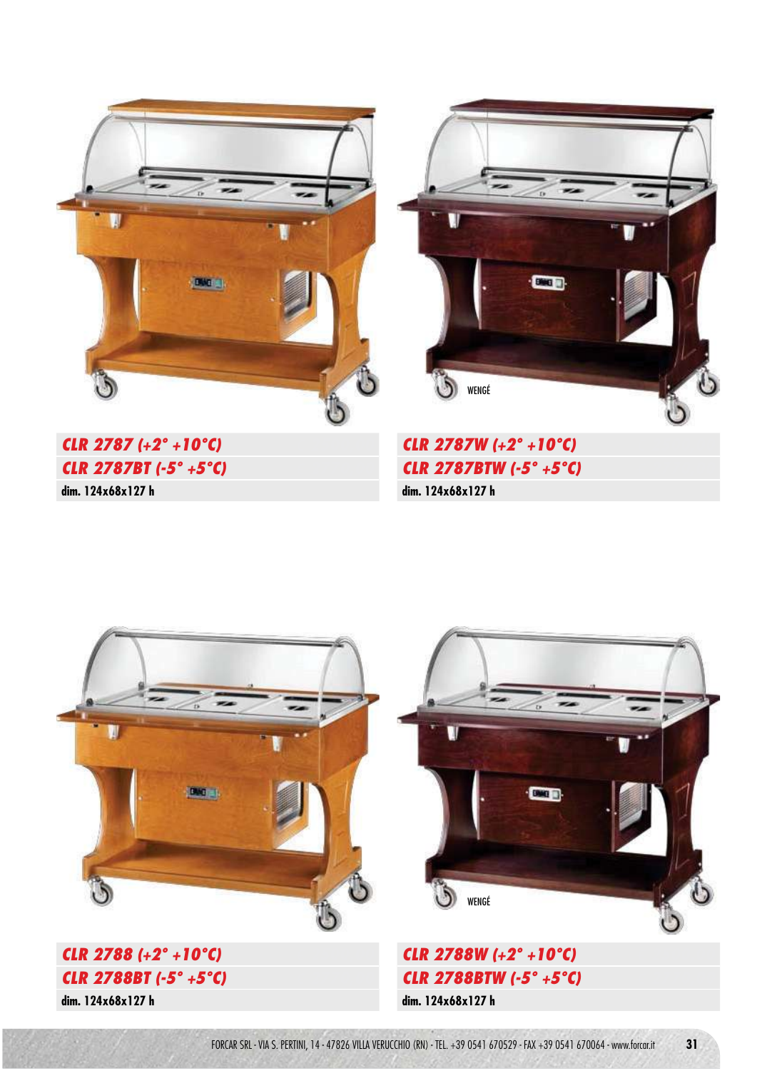WENGÉ

***CLR 2787 (+2° +10°C)***
***CLR 2787BT (-5° +5°C)***
**dim. 124x68x127 h**

***CLR 2787W (+2° +10°C)***
***CLR 2787BTW (-5° +5°C)***
**dim. 124x68x127 h**

WENGÉ

***CLR 2788 (+2° +10°C)***
***CLR 2788BT (-5° +5°C)***
**dim. 124x68x127 h**

***CLR 2788W (+2° +10°C)***
***CLR 2788BTW (-5° +5°C)***
**dim. 124x68x127 h**

FORCAR SRL - VIA S. PERTINI, 14 - 47826 VILLA VERUCCHIO (RN) - TEL. +39 0541 670529 - FAX +39 0541 670064 - www.forcar.it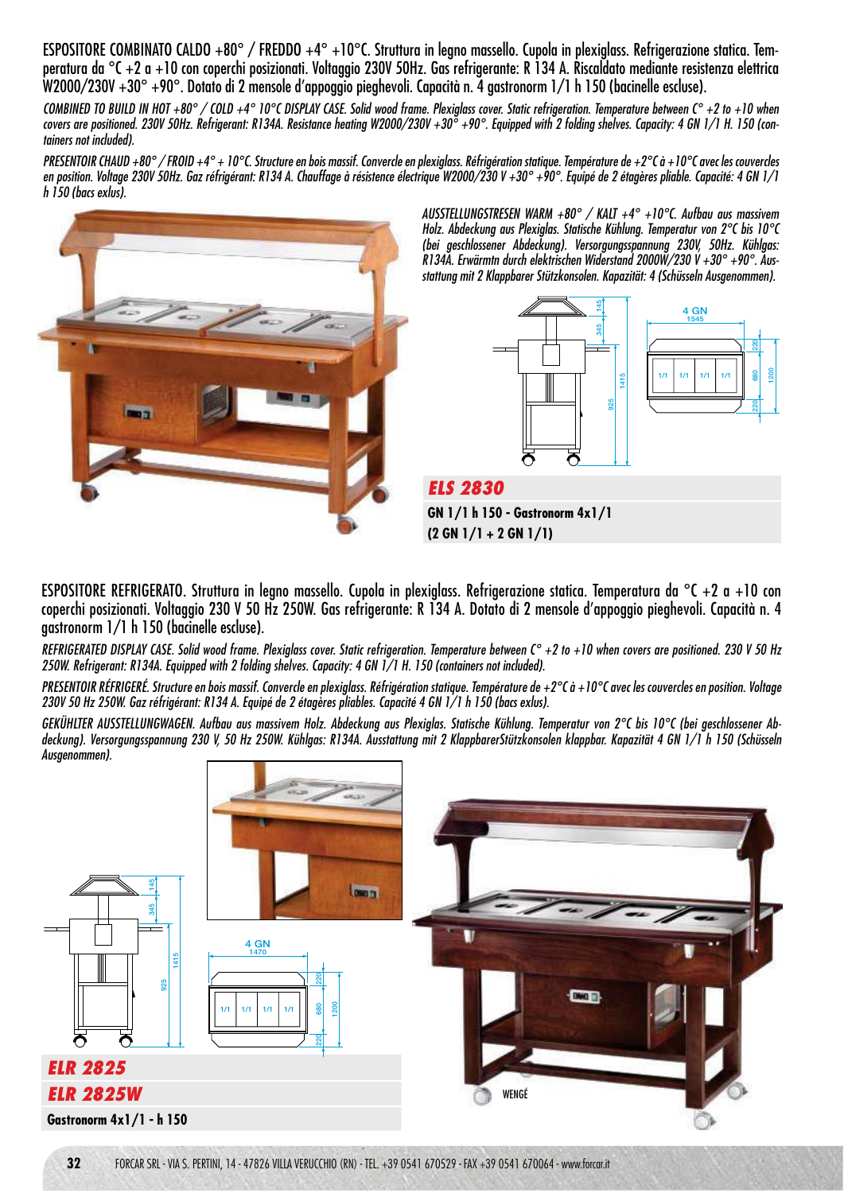ESPOSITORE COMBINATO CALDO +80° / FREDDO +4° +10°C. Struttura in legno massello. Cupola in plexiglass. Refrigerazione statica. Temperatura da °C +2 a +10 con coperchi posizionati. Voltaggio 230V 50Hz. Gas refrigerante: R 134 A. Riscaldato mediante resistenza elettrica W2000/230V +30° +90°. Dotato di 2 mensole d'appoggio pieghevoli. Capacità n. 4 gastronorm 1/1 h 150 (bacinelle escluse).

*COMBINED TO BUILD IN HOT +80° / COLD +4° 10°C DISPLAY CASE. Solid wood frame. Plexiglass cover. Static refrigeration. Temperature between C° +2 to +10 when covers are positioned. 230V 50Hz. Refrigerant: R134A. Resistance heating W2000/230V +30° +90°. Equipped with 2 folding shelves. Capacity: 4 GN 1/1 H. 150 (containers not included).*

*PRESENTOIR CHAUD +80° / FROID +4° + 10°C. Structure en bois massif. Convercle en plexiglass. Réfrigération statique. Température de +2°C à +10°C avec les couvercles en position. Voltage 230V 50Hz. Gaz réfrigérant: R134 A. Chauffage à résistence électrique W2000/230 V +30° +90°. Equipé de 2 étagères pliable. Capacité: 4 GN 1/1 h 150 (bacs exlus).*

*AUSSTELLUNGSTRESEN WARM +80° / KALT +4° +10°C. Aufbau aus massivem Holz. Abdeckung aus Plexiglas. Statische Kühlung. Temperatur von 2°C bis 10°C (bei geschlossener Abdeckung). Versorgungsspannung 230V, 50Hz. Kühlgas: R134A. Erwärmtn durch elektrischen Widerstand 2000W/230 V +30° +90°. Ausstattung mit 2 Klappbarer Stützkonsolen. Kapazität: 4 (Schüsseln Ausgenommen).*

4 GN 1545

## ELS 2830

**GN 1/1 h 150 - Gastronorm 4x1/1**
**(2 GN 1/1 + 2 GN 1/1)**

ESPOSITORE REFRIGERATO. Struttura in legno massello. Cupola in plexiglass. Refrigerazione statica. Temperatura da °C +2 a +10 con coperchi posizionati. Voltaggio 230 V 50 Hz 250W. Gas refrigerante: R 134 A. Dotato di 2 mensole d'appoggio pieghevoli. Capacità n. 4 gastronorm 1/1 h 150 (bacinelle escluse).

*REFRIGERATED DISPLAY CASE. Solid wood frame. Plexiglass cover. Static refrigeration. Temperature between C° +2 to +10 when covers are positioned. 230 V 50 Hz 250W. Refrigerant: R134A. Equipped with 2 folding shelves. Capacity: 4 GN 1/1 H. 150 (containers not included).*

*PRESENTOIR RÉFRIGERÉ. Structure en bois massif. Convercle en plexiglass. Réfrigération statique. Température de +2°C à +10°C avec les couvercles en position. Voltage 230V 50 Hz 250W. Gaz réfrigérant: R134 A. Equipé de 2 étagères pliables. Capacité 4 GN 1/1 h 150 (bacs exlus).*

*GEKÜHLTER AUSSTELLUNGWAGEN. Aufbau aus massivem Holz. Abdeckung aus Plexiglas. Statische Kühlung. Temperatur von 2°C bis 10°C (bei geschlossener Abdeckung). Versorgungsspannung 230 V, 50 Hz 250W. Kühlgas: R134A. Ausstattung mit 2 KlappbarerStützkonsolen klappbar. Kapazität 4 GN 1/1 h 150 (Schüsseln Ausgenommen).*

4 GN 1470

## ELR 2825
## ELR 2825W

**Gastronorm 4x1/1 - h 150**

WENGÉ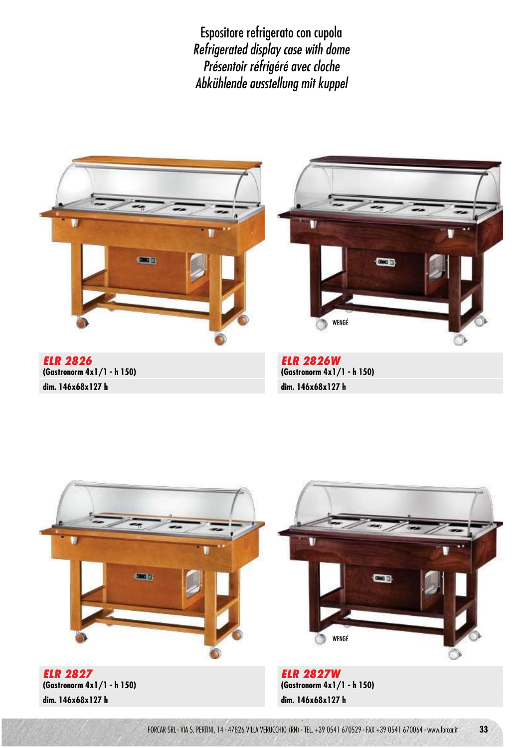# Espositore refrigerato con cupola
*Refrigerated display case with dome*
*Présentoir réfrigéré avec cloche*
*Abkühlende ausstellung mit kuppel*

***ELR 2826***
**(Gastronorm 4x1/1 - h 150)**
**dim. 146x68x127 h**

WENGÉ

***ELR 2826W***
**(Gastronorm 4x1/1 - h 150)**
**dim. 146x68x127 h**

***ELR 2827***
**(Gastronorm 4x1/1 - h 150)**
**dim. 146x68x127 h**

WENGÉ

***ELR 2827W***
**(Gastronorm 4x1/1 - h 150)**
**dim. 146x68x127 h**

FORCAR SRL - VIA S. PERTINI, 14 - 47826 VILLA VERUCCHIO (RN) - TEL. +39 0541 670529 - FAX +39 0541 670064 - www.forcar.it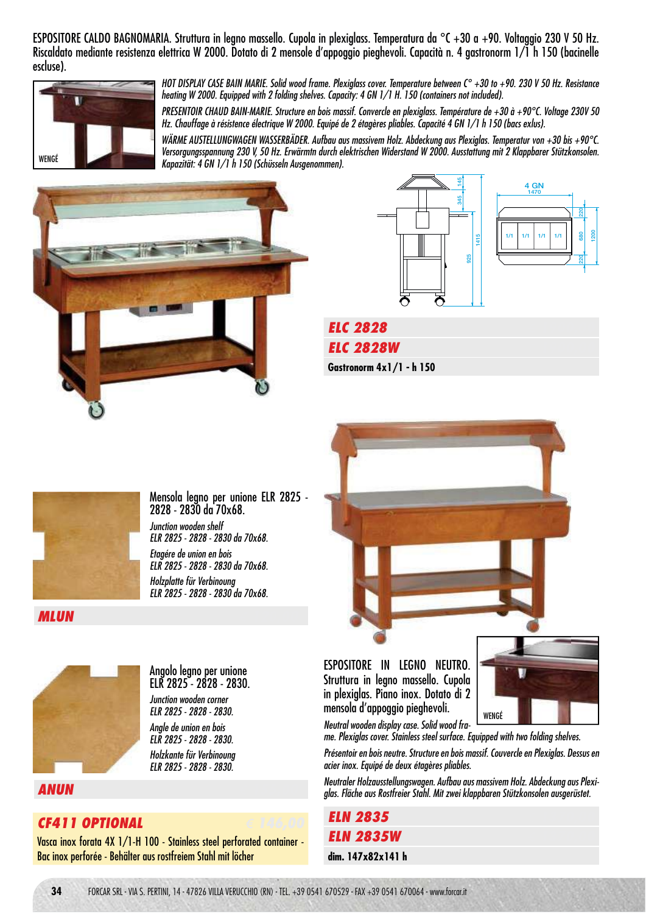ESPOSITORE CALDO BAGNOMARIA. Struttura in legno massello. Cupola in plexiglass. Temperatura da °C +30 a +90. Voltaggio 230 V 50 Hz. Riscaldato mediante resistenza elettrica W 2000. Dotato di 2 mensole d'appoggio pieghevoli. Capacità n. 4 gastronorm 1/1 h 150 (bacinelle escluse).

WENGÉ

*HOT DISPLAY CASE BAIN MARIE. Solid wood frame. Plexiglass cover. Temperature between C° +30 to +90. 230 V 50 Hz. Resistance heating W 2000. Equipped with 2 folding shelves. Capacity: 4 GN 1/1 H. 150 (containers not included).*

*PRESENTOIR CHAUD BAIN-MARIE. Structure en bois massif. Convercle en plexiglass. Température de +30 à +90°C. Voltage 230V 50 Hz. Chauffage à résistence électrique W 2000. Equipé de 2 étagères pliables. Capacité 4 GN 1/1 h 150 (bacs exlus).*

*WÄRME AUSTELLUNGWAGEN WASSERBÄDER. Aufbau aus massivem Holz. Abdeckung aus Plexiglas. Temperatur von +30 bis +90°C. Versorgungsspannung 230 V, 50 Hz. Erwärmtn durch elektrischen Widerstand W 2000. Ausstattung mit 2 Klappbarer Stützkonsolen. Kapazität: 4 GN 1/1 h 150 (Schüsseln Ausgenommen).*

145 · 345 · 1415 · 925 · 4 GN · 1470 · 1/1 · 1/1 · 1/1 · 1/1 · 220 · 680 · 220 · 1200

## ELC 2828
## ELC 2828W

**Gastronorm 4x1/1 - h 150**

Mensola legno per unione ELR 2825 - 2828 - 2830 da 70x68.

*Junction wooden shelf*
*ELR 2825 - 2828 - 2830 da 70x68.*

*Etagére de union en bois*
*ELR 2825 - 2828 - 2830 da 70x68.*

*Holzplatte für Verbinoung*
*ELR 2825 - 2828 - 2830 da 70x68.*

## MLUN

Angolo legno per unione ELR 2825 - 2828 - 2830.

*Junction wooden corner*
*ELR 2825 - 2828 - 2830.*

*Angle de union en bois*
*ELR 2825 - 2828 - 2830.*

*Holzkante für Verbinoung*
*ELR 2825 - 2828 - 2830.*

## ANUN

## CF411 OPTIONAL

€ 146,00

Vasca inox forata 4X 1/1-H 100 - Stainless steel perforated container - Bac inox perforée - Behälter aus rostfreiem Stahl mit löcher

ESPOSITORE IN LEGNO NEUTRO. Struttura in legno massello. Cupola in plexiglas. Piano inox. Dotato di 2 mensola d'appoggio pieghevoli.

WENGÉ

*Neutral wooden display case. Solid wood frame. Plexiglas cover. Stainless steel surface. Equipped with two folding shelves.*

*Présentoir en bois neutre. Structure en bois massif. Couvercle en Plexiglas. Dessus en acier inox. Equipé de deux étagères pliables.*

*Neutraler Holzausstellungswagen. Aufbau aus massivem Holz. Abdeckung aus Plexiglas. Fläche aus Rostfreier Stahl. Mit zwei klappbaren Stützkonsolen ausgerüstet.*

## ELN 2835
## ELN 2835W

**dim. 147x82x141 h**

FORCAR SRL - VIA S. PERTINI, 14 - 47826 VILLA VERUCCHIO (RN) - TEL. +39 0541 670529 - FAX +39 0541 670064 - www.forcar.it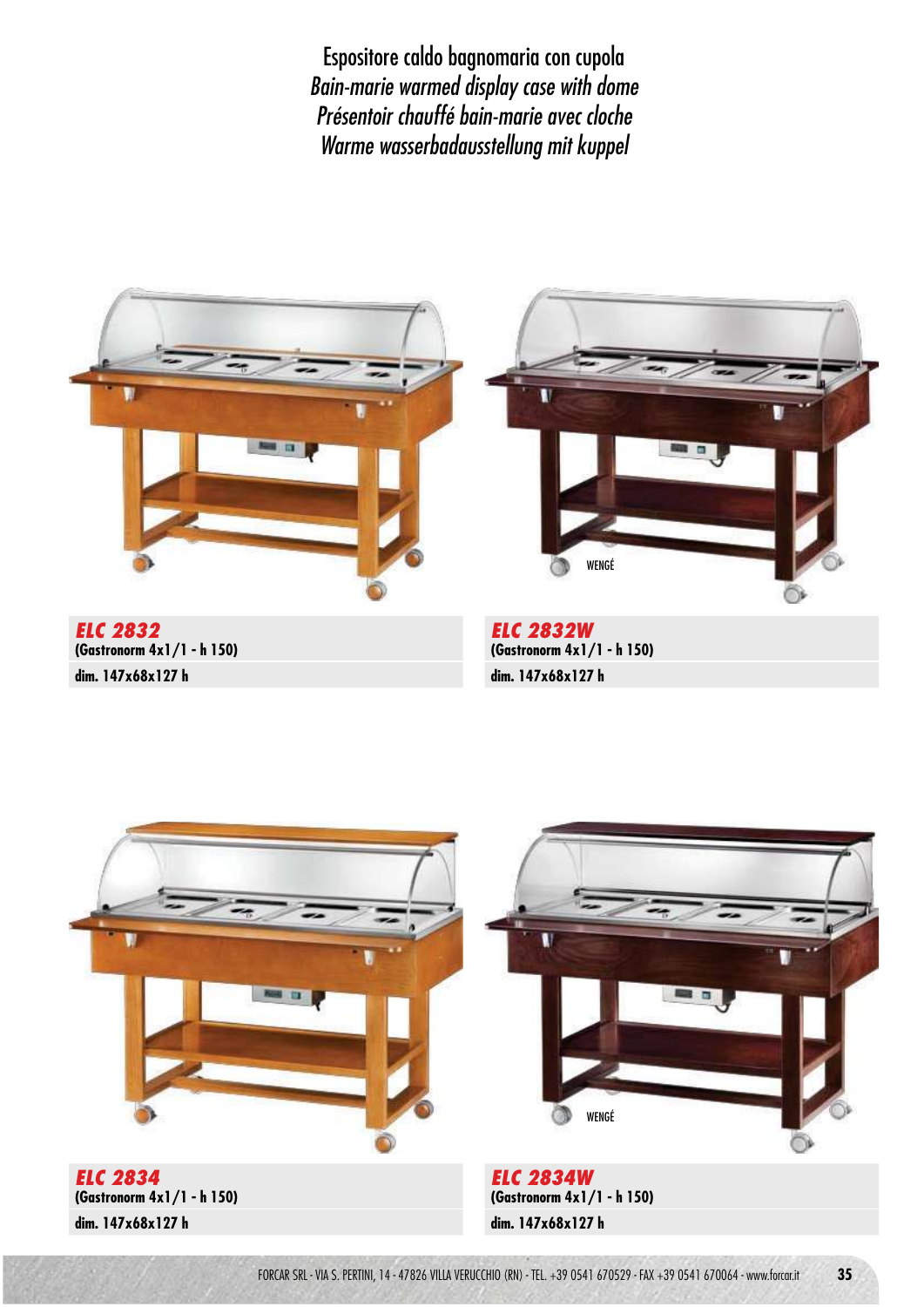# Espositore caldo bagnomaria con cupola
*Bain-marie warmed display case with dome*
*Présentoir chauffé bain-marie avec cloche*
*Warme wasserbadausstellung mit kuppel*

WENGÉ

***ELC 2832***
**(Gastronorm 4x1/1 - h 150)**
**dim. 147x68x127 h**

***ELC 2832W***
**(Gastronorm 4x1/1 - h 150)**
**dim. 147x68x127 h**

WENGÉ

***ELC 2834***
**(Gastronorm 4x1/1 - h 150)**
**dim. 147x68x127 h**

***ELC 2834W***
**(Gastronorm 4x1/1 - h 150)**
**dim. 147x68x127 h**

FORCAR SRL - VIA S. PERTINI, 14 - 47826 VILLA VERUCCHIO (RN) - TEL. +39 0541 670529 - FAX +39 0541 670064 - www.forcar.it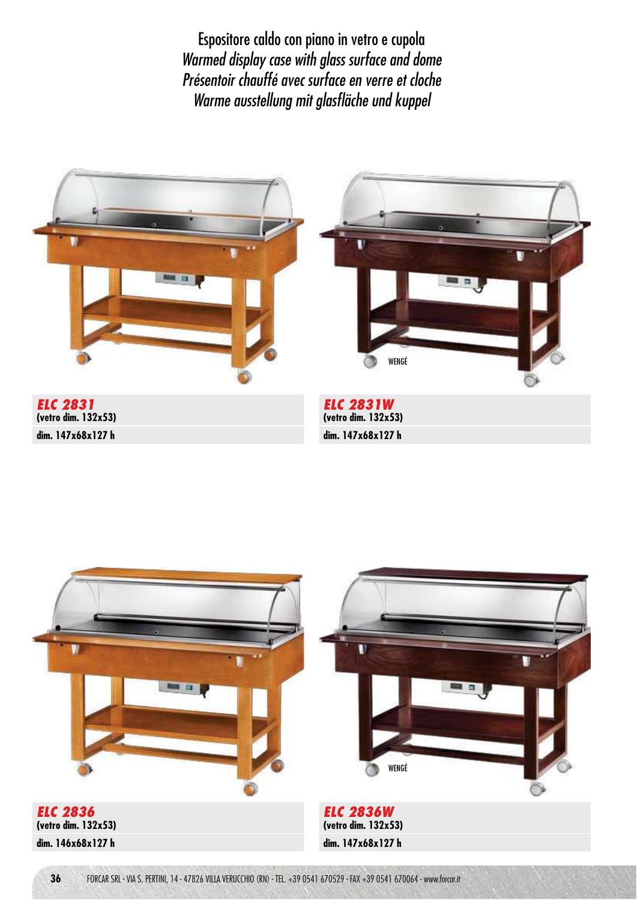# Espositore caldo con piano in vetro e cupola

*Warmed display case with glass surface and dome*

*Présentoir chauffé avec surface en verre et cloche*

*Warme ausstellung mit glasfläche und kuppel*

WENGÉ

***ELC 2831***
**(vetro dim. 132x53)**
**dim. 147x68x127 h**

***ELC 2831W***
**(vetro dim. 132x53)**
**dim. 147x68x127 h**

WENGÉ

***ELC 2836***
**(vetro dim. 132x53)**
**dim. 146x68x127 h**

***ELC 2836W***
**(vetro dim. 132x53)**
**dim. 147x68x127 h**

FORCAR SRL - VIA S. PERTINI, 14 - 47826 VILLA VERUCCHIO (RN) - TEL. +39 0541 670529 - FAX +39 0541 670064 - www.forcar.it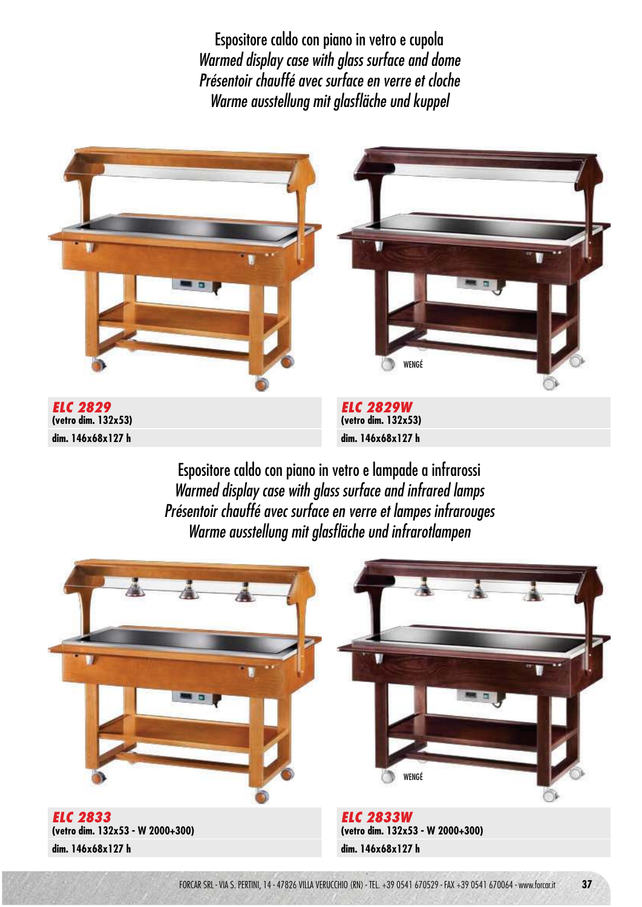## Espositore caldo con piano in vetro e cupola
*Warmed display case with glass surface and dome*
*Présentoir chauffé avec surface en verre et cloche*
*Warme ausstellung mit glasfläche und kuppel*

WENGÉ

**ELC 2829**
**(vetro dim. 132x53)**
**dim. 146x68x127 h**

**ELC 2829W**
**(vetro dim. 132x53)**
**dim. 146x68x127 h**

## Espositore caldo con piano in vetro e lampade a infrarossi
*Warmed display case with glass surface and infrared lamps*
*Présentoir chauffé avec surface en verre et lampes infrarouges*
*Warme ausstellung mit glasfläche und infrarotlampen*

WENGÉ

**ELC 2833**
**(vetro dim. 132x53 - W 2000+300)**
**dim. 146x68x127 h**

**ELC 2833W**
**(vetro dim. 132x53 - W 2000+300)**
**dim. 146x68x127 h**

FORCAR SRL - VIA S. PERTINI, 14 - 47826 VILLA VERUCCHIO (RN) - TEL. +39 0541 670529 - FAX +39 0541 670064 - www.forcar.it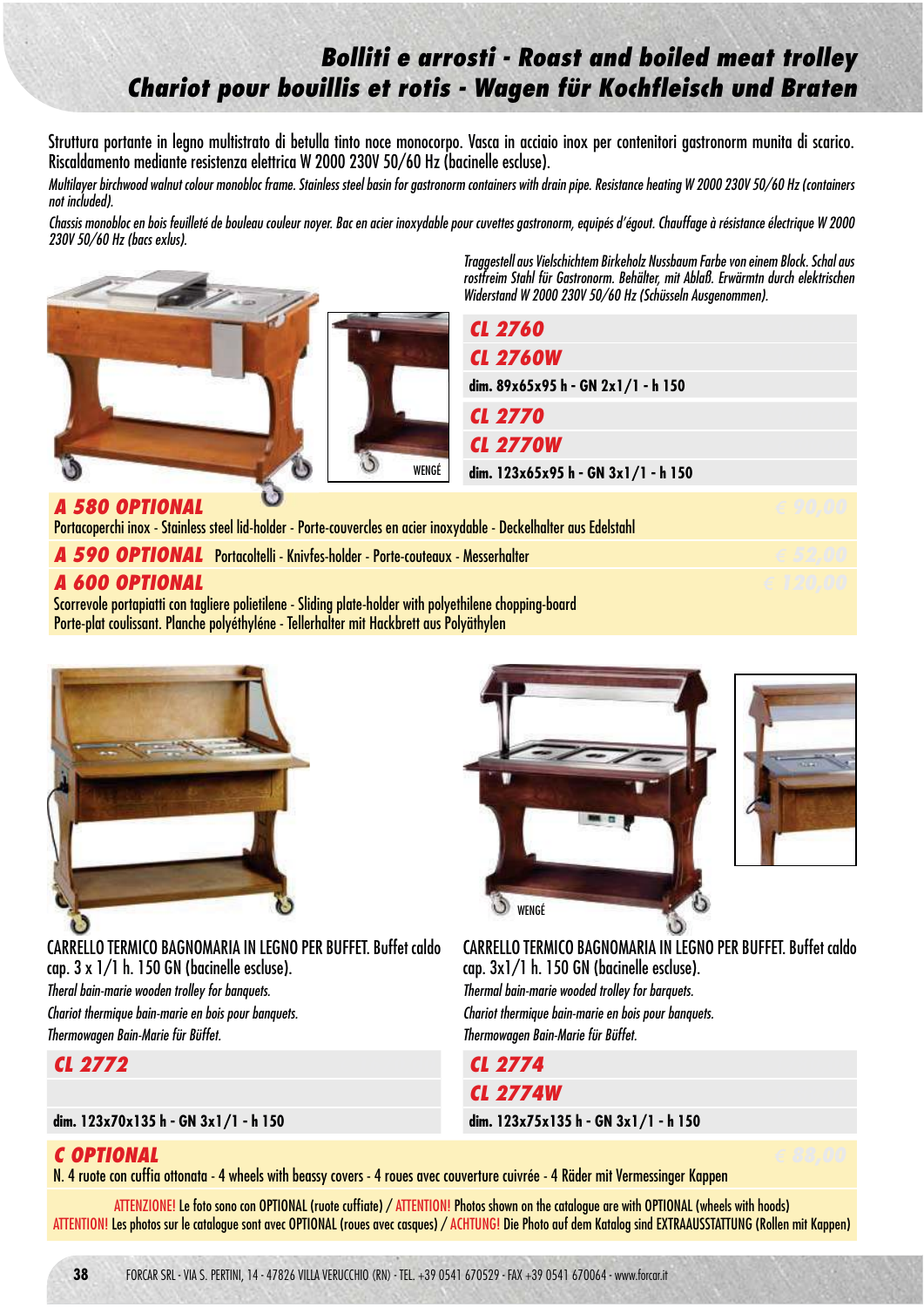# Bolliti e arrosti - Roast and boiled meat trolley
# Chariot pour bouillis et rotis - Wagen für Kochfleisch und Braten

Struttura portante in legno multistrato di betulla tinto noce monocorpo. Vasca in acciaio inox per contenitori gastronorm munita di scarico. Riscaldamento mediante resistenza elettrica W 2000 230V 50/60 Hz (bacinelle escluse).

*Multilayer birchwood walnut colour monobloc frame. Stainless steel basin for gastronorm containers with drain pipe. Resistance heating W 2000 230V 50/60 Hz (containers not included).*

*Chassis monobloc en bois feuilleté de bouleau couleur noyer. Bac en acier inoxydable pour cuvettes gastronorm, equipés d'égout. Chauffage à résistance électrique W 2000 230V 50/60 Hz (bacs exlus).*

*Traggestell aus Vielschichtem Birkeholz Nussbaum Farbe von einem Block. Schal aus rostfreim Stahl für Gastronorm. Behälter, mit Ablaß. Erwärmtn durch elektrischen Widerstand W 2000 230V 50/60 Hz (Schüsseln Ausgenommen).*

WENGÉ

**CL 2760**
**CL 2760W**
dim. 89x65x95 h - GN 2x1/1 - h 150

**CL 2770**
**CL 2770W**
dim. 123x65x95 h - GN 3x1/1 - h 150

**A 580 OPTIONAL** € 90,00
Portacoperchi inox - Stainless steel lid-holder - Porte-couvercles en acier inoxydable - Deckelhalter aus Edelstahl

**A 590 OPTIONAL** Portacoltelli - Knivfes-holder - Porte-couteaux - Messerhalter € 52,00

**A 600 OPTIONAL** € 120,00
Scorrevole portapiatti con tagliere polietilene - Sliding plate-holder with polyethilene chopping-board
Porte-plat coulissant. Planche polyéthylène - Tellerhalter mit Hackbrett aus Polyäthylen

CARRELLO TERMICO BAGNOMARIA IN LEGNO PER BUFFET. Buffet caldo cap. 3 x 1/1 h. 150 GN (bacinelle escluse).
*Theral bain-marie wooden trolley for banquets.*
*Chariot thermique bain-marie en bois pour banquets.*
*Thermowagen Bain-Marie für Büffet.*

**CL 2772**
dim. 123x70x135 h - GN 3x1/1 - h 150

WENGÉ

CARRELLO TERMICO BAGNOMARIA IN LEGNO PER BUFFET. Buffet caldo cap. 3x1/1 h. 150 GN (bacinelle escluse).
*Thermal bain-marie wooded trolley for barquets.*
*Chariot thermique bain-marie en bois pour banquets.*
*Thermowagen Bain-Marie für Büffet.*

**CL 2774**
**CL 2774W**
dim. 123x75x135 h - GN 3x1/1 - h 150

**C OPTIONAL** € 88,00
N. 4 ruote con cuffia ottonata - 4 wheels with beassy covers - 4 roues avec couverture cuivrée - 4 Räder mit Vermessinger Kappen

ATTENZIONE! Le foto sono con OPTIONAL (ruote cuffiate) / ATTENTION! Photos shown on the catalogue are with OPTIONAL (wheels with hoods)
ATTENTION! Les photos sur le catalogue sont avec OPTIONAL (roues avec casques) / ACHTUNG! Die Photo auf dem Katalog sind EXTRAAUSSTATTUNG (Rollen mit Kappen)

FORCAR SRL - VIA S. PERTINI, 14 - 47826 VILLA VERUCCHIO (RN) - TEL. +39 0541 670529 - FAX +39 0541 670064 - www.forcar.it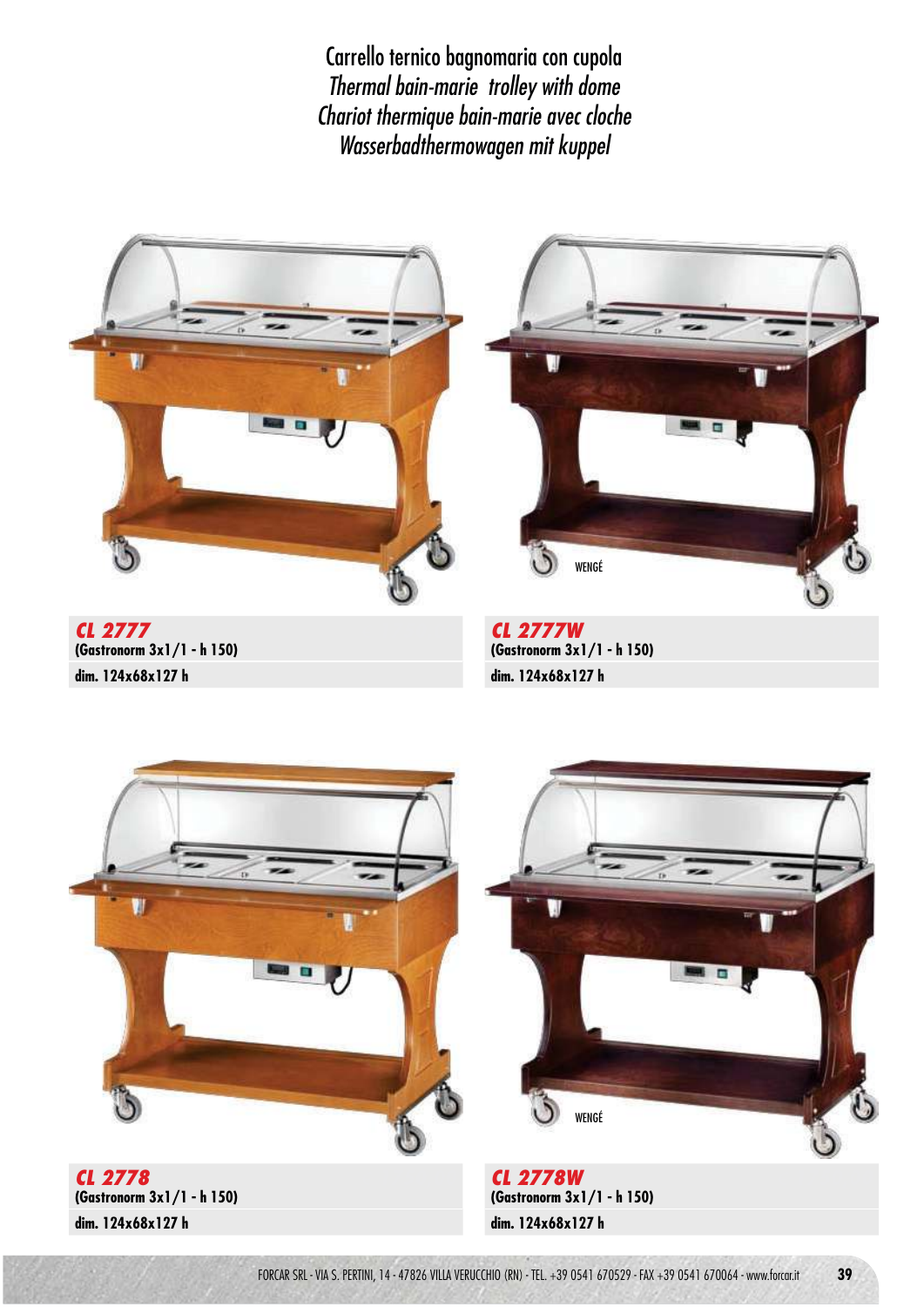# Carrello ternico bagnomaria con cupola
*Thermal bain-marie trolley with dome*
*Chariot thermique bain-marie avec cloche*
*Wasserbadthermowagen mit kuppel*

WENGÉ

**CL 2777**
**(Gastronorm 3x1/1 - h 150)**
**dim. 124x68x127 h**

**CL 2777W**
**(Gastronorm 3x1/1 - h 150)**
**dim. 124x68x127 h**

WENGÉ

**CL 2778**
**(Gastronorm 3x1/1 - h 150)**
**dim. 124x68x127 h**

**CL 2778W**
**(Gastronorm 3x1/1 - h 150)**
**dim. 124x68x127 h**

FORCAR SRL - VIA S. PERTINI, 14 - 47826 VILLA VERUCCHIO (RN) - TEL. +39 0541 670529 - FAX +39 0541 670064 - www.forcar.it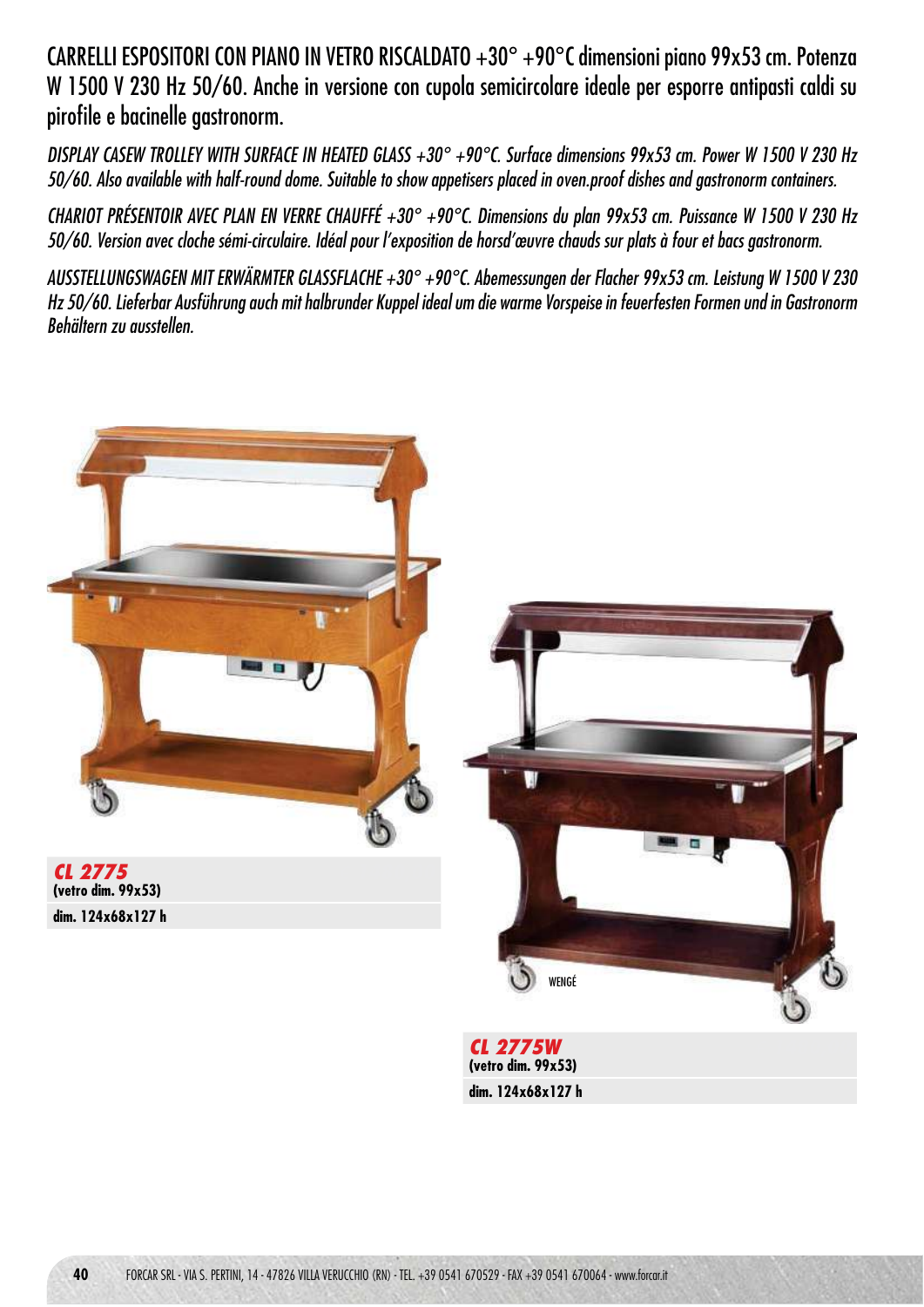CARRELLI ESPOSITORI CON PIANO IN VETRO RISCALDATO +30° +90°C dimensioni piano 99x53 cm. Potenza W 1500 V 230 Hz 50/60. Anche in versione con cupola semicircolare ideale per esporre antipasti caldi su pirofile e bacinelle gastronorm.

*DISPLAY CASEW TROLLEY WITH SURFACE IN HEATED GLASS +30° +90°C. Surface dimensions 99x53 cm. Power W 1500 V 230 Hz 50/60. Also available with half-round dome. Suitable to show appetisers placed in oven.proof dishes and gastronorm containers.*

*CHARIOT PRÉSENTOIR AVEC PLAN EN VERRE CHAUFFÉ +30° +90°C. Dimensions du plan 99x53 cm. Puissance W 1500 V 230 Hz 50/60. Version avec cloche sémi-circulaire. Idéal pour l'exposition de horsd'œuvre chauds sur plats à four et bacs gastronorm.*

*AUSSTELLUNGSWAGEN MIT ERWÄRMTER GLASSFLACHE +30° +90°C. Abemessungen der Flacher 99x53 cm. Leistung W 1500 V 230 Hz 50/60. Lieferbar Ausführung auch mit halbrunder Kuppel ideal um die warme Vorspeise in feuerfesten Formen und in Gastronorm Behältern zu ausstellen.*

***CL 2775***
**(vetro dim. 99x53)**
**dim. 124x68x127 h**

WENGÉ

***CL 2775W***
**(vetro dim. 99x53)**
**dim. 124x68x127 h**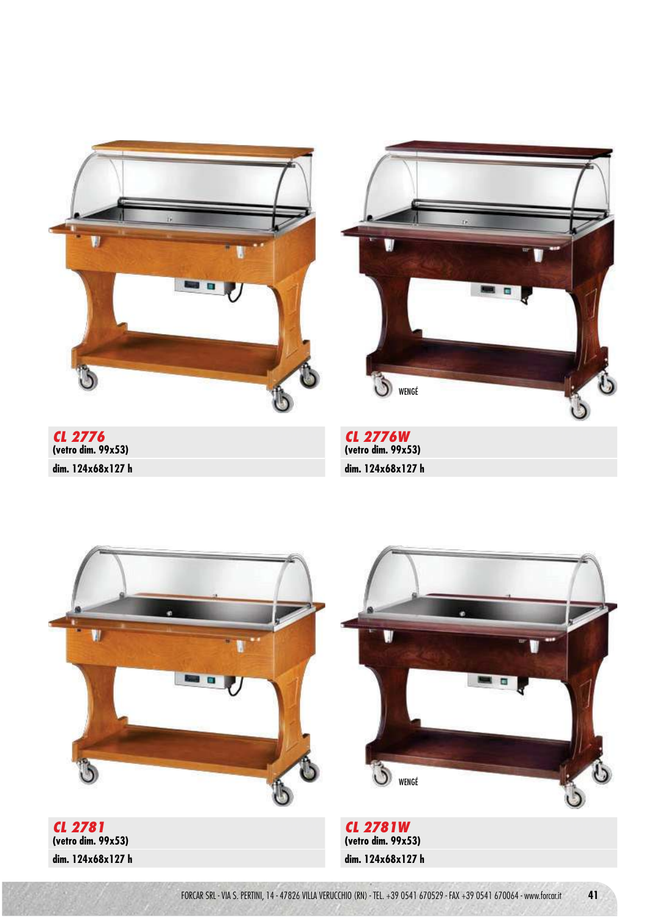WENGÉ

**CL 2776**
(vetro dim. 99x53)
dim. 124x68x127 h

**CL 2776W**
(vetro dim. 99x53)
dim. 124x68x127 h

WENGÉ

**CL 2781**
(vetro dim. 99x53)
dim. 124x68x127 h

**CL 2781W**
(vetro dim. 99x53)
dim. 124x68x127 h

FORCAR SRL - VIA S. PERTINI, 14 - 47826 VILLA VERUCCHIO (RN) - TEL. +39 0541 670529 - FAX +39 0541 670064 - www.forcar.it